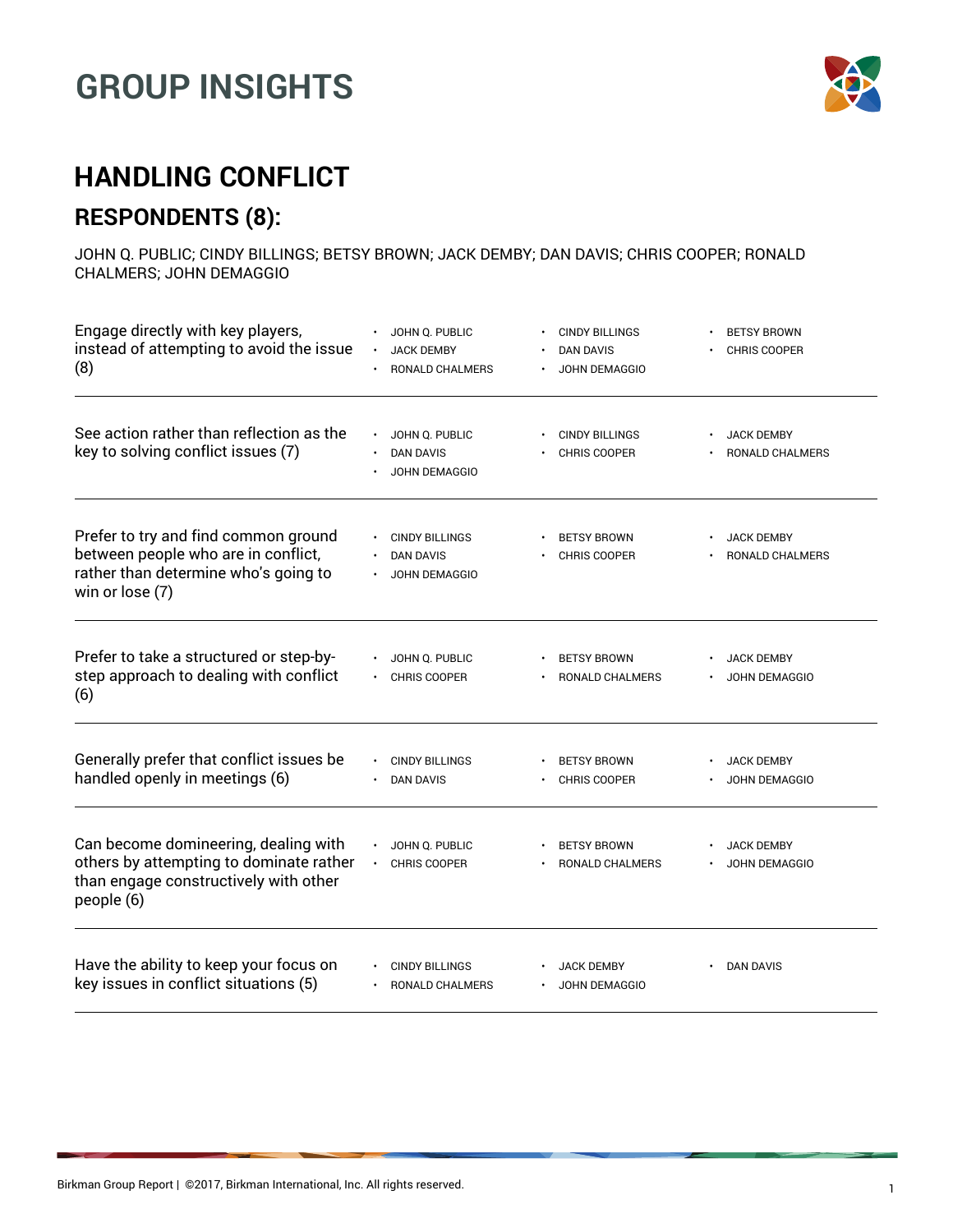# GROUP INSIGHTS

## HANDLING CONFLICT

### RESPONDENTS (8):

JOHN Q. PUBLIC; CINDY BILLINGS; BETSY BROWN; JACK DEMBY; DAN DAVIS; CHRIS COOPER; RONALD CHALMERS; JOHN DEMAGGIO

| | | | |
|---|---|---|---|
| Engage directly with key players, instead of attempting to avoid the issue (8) | • JOHN Q. PUBLIC<br>• JACK DEMBY<br>• RONALD CHALMERS | • CINDY BILLINGS<br>• DAN DAVIS<br>• JOHN DEMAGGIO | • BETSY BROWN<br>• CHRIS COOPER |
| See action rather than reflection as the key to solving conflict issues (7) | • JOHN Q. PUBLIC<br>• DAN DAVIS<br>• JOHN DEMAGGIO | • CINDY BILLINGS<br>• CHRIS COOPER | • JACK DEMBY<br>• RONALD CHALMERS |
| Prefer to try and find common ground between people who are in conflict, rather than determine who's going to win or lose (7) | • CINDY BILLINGS<br>• DAN DAVIS<br>• JOHN DEMAGGIO | • BETSY BROWN<br>• CHRIS COOPER | • JACK DEMBY<br>• RONALD CHALMERS |
| Prefer to take a structured or step-by-step approach to dealing with conflict (6) | • JOHN Q. PUBLIC<br>• CHRIS COOPER | • BETSY BROWN<br>• RONALD CHALMERS | • JACK DEMBY<br>• JOHN DEMAGGIO |
| Generally prefer that conflict issues be handled openly in meetings (6) | • CINDY BILLINGS<br>• DAN DAVIS | • BETSY BROWN<br>• CHRIS COOPER | • JACK DEMBY<br>• JOHN DEMAGGIO |
| Can become domineering, dealing with others by attempting to dominate rather than engage constructively with other people (6) | • JOHN Q. PUBLIC<br>• CHRIS COOPER | • BETSY BROWN<br>• RONALD CHALMERS | • JACK DEMBY<br>• JOHN DEMAGGIO |
| Have the ability to keep your focus on key issues in conflict situations (5) | • CINDY BILLINGS<br>• RONALD CHALMERS | • JACK DEMBY<br>• JOHN DEMAGGIO | • DAN DAVIS |

Birkman Group Report | ©2017, Birkman International, Inc. All rights reserved.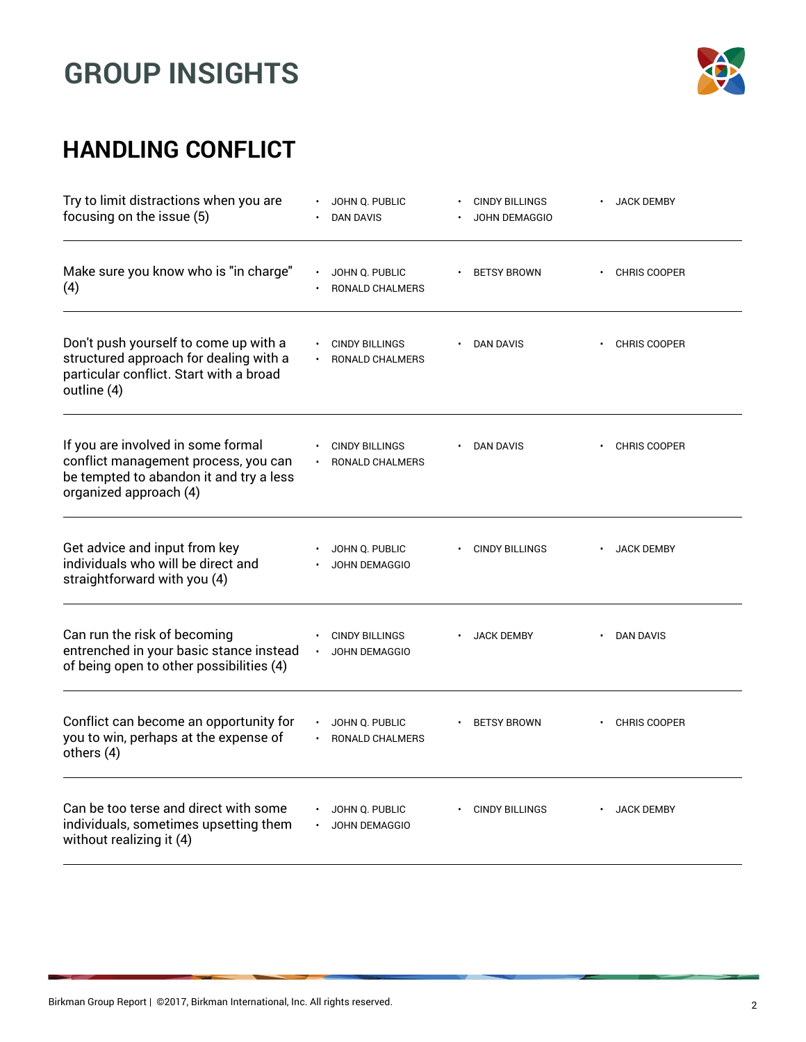# GROUP INSIGHTS

## HANDLING CONFLICT

| | | | |
|---|---|---|---|
| Try to limit distractions when you are focusing on the issue (5) | • JOHN Q. PUBLIC<br>• DAN DAVIS | • CINDY BILLINGS<br>• JOHN DEMAGGIO | • JACK DEMBY |
| Make sure you know who is "in charge" (4) | • JOHN Q. PUBLIC<br>• RONALD CHALMERS | • BETSY BROWN | • CHRIS COOPER |
| Don't push yourself to come up with a structured approach for dealing with a particular conflict. Start with a broad outline (4) | • CINDY BILLINGS<br>• RONALD CHALMERS | • DAN DAVIS | • CHRIS COOPER |
| If you are involved in some formal conflict management process, you can be tempted to abandon it and try a less organized approach (4) | • CINDY BILLINGS<br>• RONALD CHALMERS | • DAN DAVIS | • CHRIS COOPER |
| Get advice and input from key individuals who will be direct and straightforward with you (4) | • JOHN Q. PUBLIC<br>• JOHN DEMAGGIO | • CINDY BILLINGS | • JACK DEMBY |
| Can run the risk of becoming entrenched in your basic stance instead of being open to other possibilities (4) | • CINDY BILLINGS<br>• JOHN DEMAGGIO | • JACK DEMBY | • DAN DAVIS |
| Conflict can become an opportunity for you to win, perhaps at the expense of others (4) | • JOHN Q. PUBLIC<br>• RONALD CHALMERS | • BETSY BROWN | • CHRIS COOPER |
| Can be too terse and direct with some individuals, sometimes upsetting them without realizing it (4) | • JOHN Q. PUBLIC<br>• JOHN DEMAGGIO | • CINDY BILLINGS | • JACK DEMBY |

Birkman Group Report | ©2017, Birkman International, Inc. All rights reserved.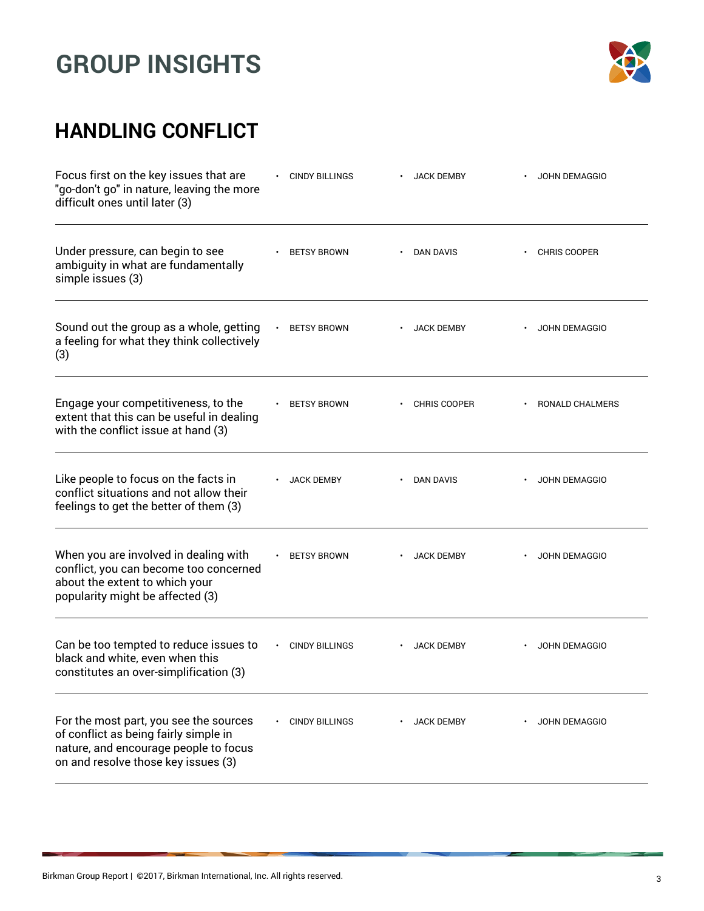# GROUP INSIGHTS

## HANDLING CONFLICT

| | | | |
|---|---|---|---|
| Focus first on the key issues that are "go-don't go" in nature, leaving the more difficult ones until later (3) | • CINDY BILLINGS | • JACK DEMBY | • JOHN DEMAGGIO |
| Under pressure, can begin to see ambiguity in what are fundamentally simple issues (3) | • BETSY BROWN | • DAN DAVIS | • CHRIS COOPER |
| Sound out the group as a whole, getting a feeling for what they think collectively (3) | • BETSY BROWN | • JACK DEMBY | • JOHN DEMAGGIO |
| Engage your competitiveness, to the extent that this can be useful in dealing with the conflict issue at hand (3) | • BETSY BROWN | • CHRIS COOPER | • RONALD CHALMERS |
| Like people to focus on the facts in conflict situations and not allow their feelings to get the better of them (3) | • JACK DEMBY | • DAN DAVIS | • JOHN DEMAGGIO |
| When you are involved in dealing with conflict, you can become too concerned about the extent to which your popularity might be affected (3) | • BETSY BROWN | • JACK DEMBY | • JOHN DEMAGGIO |
| Can be too tempted to reduce issues to black and white, even when this constitutes an over-simplification (3) | • CINDY BILLINGS | • JACK DEMBY | • JOHN DEMAGGIO |
| For the most part, you see the sources of conflict as being fairly simple in nature, and encourage people to focus on and resolve those key issues (3) | • CINDY BILLINGS | • JACK DEMBY | • JOHN DEMAGGIO |

Birkman Group Report | ©2017, Birkman International, Inc. All rights reserved.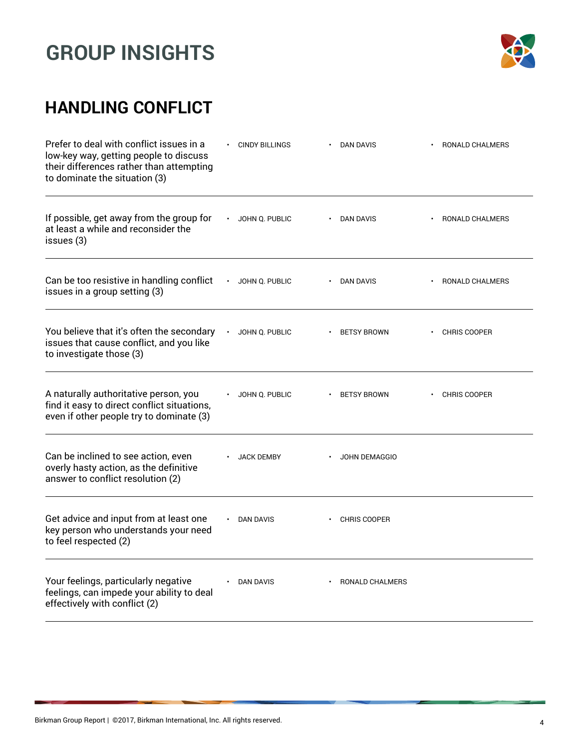# GROUP INSIGHTS

## HANDLING CONFLICT

| | | | |
|---|---|---|---|
| Prefer to deal with conflict issues in a low-key way, getting people to discuss their differences rather than attempting to dominate the situation (3) | • CINDY BILLINGS | • DAN DAVIS | • RONALD CHALMERS |
| If possible, get away from the group for at least a while and reconsider the issues (3) | • JOHN Q. PUBLIC | • DAN DAVIS | • RONALD CHALMERS |
| Can be too resistive in handling conflict issues in a group setting (3) | • JOHN Q. PUBLIC | • DAN DAVIS | • RONALD CHALMERS |
| You believe that it's often the secondary issues that cause conflict, and you like to investigate those (3) | • JOHN Q. PUBLIC | • BETSY BROWN | • CHRIS COOPER |
| A naturally authoritative person, you find it easy to direct conflict situations, even if other people try to dominate (3) | • JOHN Q. PUBLIC | • BETSY BROWN | • CHRIS COOPER |
| Can be inclined to see action, even overly hasty action, as the definitive answer to conflict resolution (2) | • JACK DEMBY | • JOHN DEMAGGIO | |
| Get advice and input from at least one key person who understands your need to feel respected (2) | • DAN DAVIS | • CHRIS COOPER | |
| Your feelings, particularly negative feelings, can impede your ability to deal effectively with conflict (2) | • DAN DAVIS | • RONALD CHALMERS | |

Birkman Group Report | ©2017, Birkman International, Inc. All rights reserved.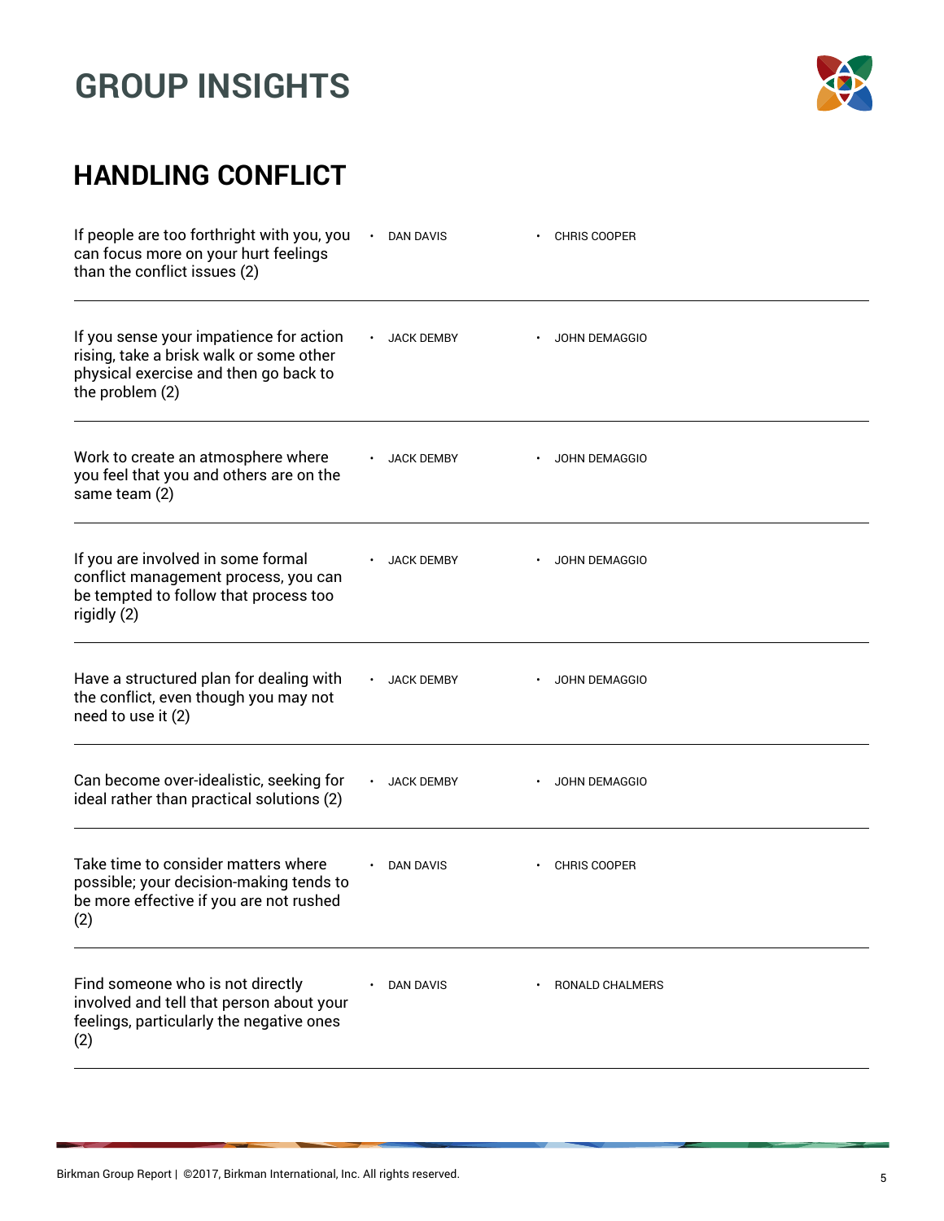# GROUP INSIGHTS

## HANDLING CONFLICT

| | | |
|---|---|---|
| If people are too forthright with you, you can focus more on your hurt feelings than the conflict issues (2) | • DAN DAVIS | • CHRIS COOPER |
| If you sense your impatience for action rising, take a brisk walk or some other physical exercise and then go back to the problem (2) | • JACK DEMBY | • JOHN DEMAGGIO |
| Work to create an atmosphere where you feel that you and others are on the same team (2) | • JACK DEMBY | • JOHN DEMAGGIO |
| If you are involved in some formal conflict management process, you can be tempted to follow that process too rigidly (2) | • JACK DEMBY | • JOHN DEMAGGIO |
| Have a structured plan for dealing with the conflict, even though you may not need to use it (2) | • JACK DEMBY | • JOHN DEMAGGIO |
| Can become over-idealistic, seeking for ideal rather than practical solutions (2) | • JACK DEMBY | • JOHN DEMAGGIO |
| Take time to consider matters where possible; your decision-making tends to be more effective if you are not rushed (2) | • DAN DAVIS | • CHRIS COOPER |
| Find someone who is not directly involved and tell that person about your feelings, particularly the negative ones (2) | • DAN DAVIS | • RONALD CHALMERS |

Birkman Group Report | ©2017, Birkman International, Inc. All rights reserved.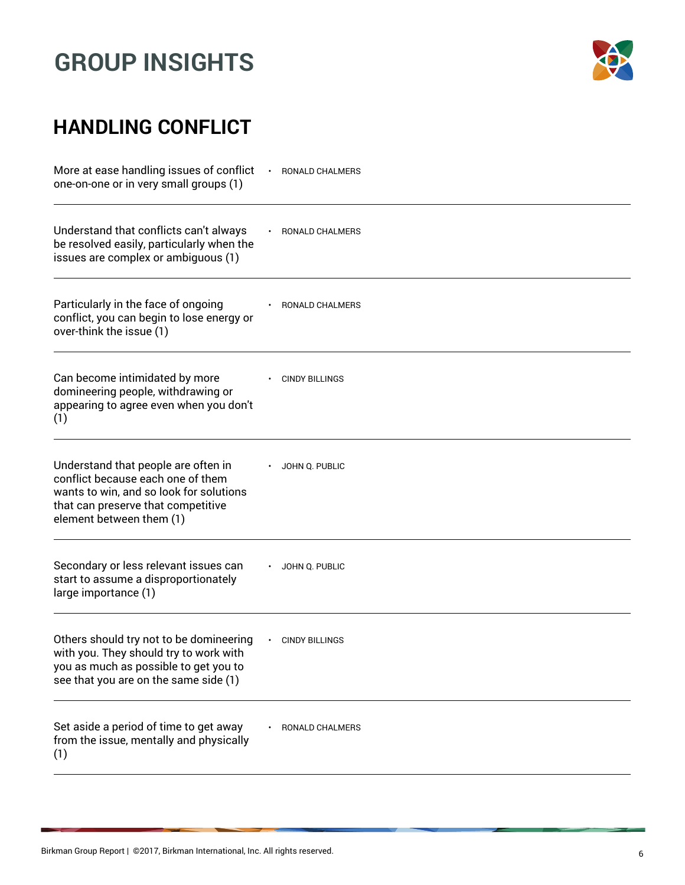# GROUP INSIGHTS

## HANDLING CONFLICT

| | |
|---|---|
| More at ease handling issues of conflict one-on-one or in very small groups (1) | • RONALD CHALMERS |
| Understand that conflicts can't always be resolved easily, particularly when the issues are complex or ambiguous (1) | • RONALD CHALMERS |
| Particularly in the face of ongoing conflict, you can begin to lose energy or over-think the issue (1) | • RONALD CHALMERS |
| Can become intimidated by more domineering people, withdrawing or appearing to agree even when you don't (1) | • CINDY BILLINGS |
| Understand that people are often in conflict because each one of them wants to win, and so look for solutions that can preserve that competitive element between them (1) | • JOHN Q. PUBLIC |
| Secondary or less relevant issues can start to assume a disproportionately large importance (1) | • JOHN Q. PUBLIC |
| Others should try not to be domineering with you. They should try to work with you as much as possible to get you to see that you are on the same side (1) | • CINDY BILLINGS |
| Set aside a period of time to get away from the issue, mentally and physically (1) | • RONALD CHALMERS |

Birkman Group Report | ©2017, Birkman International, Inc. All rights reserved.